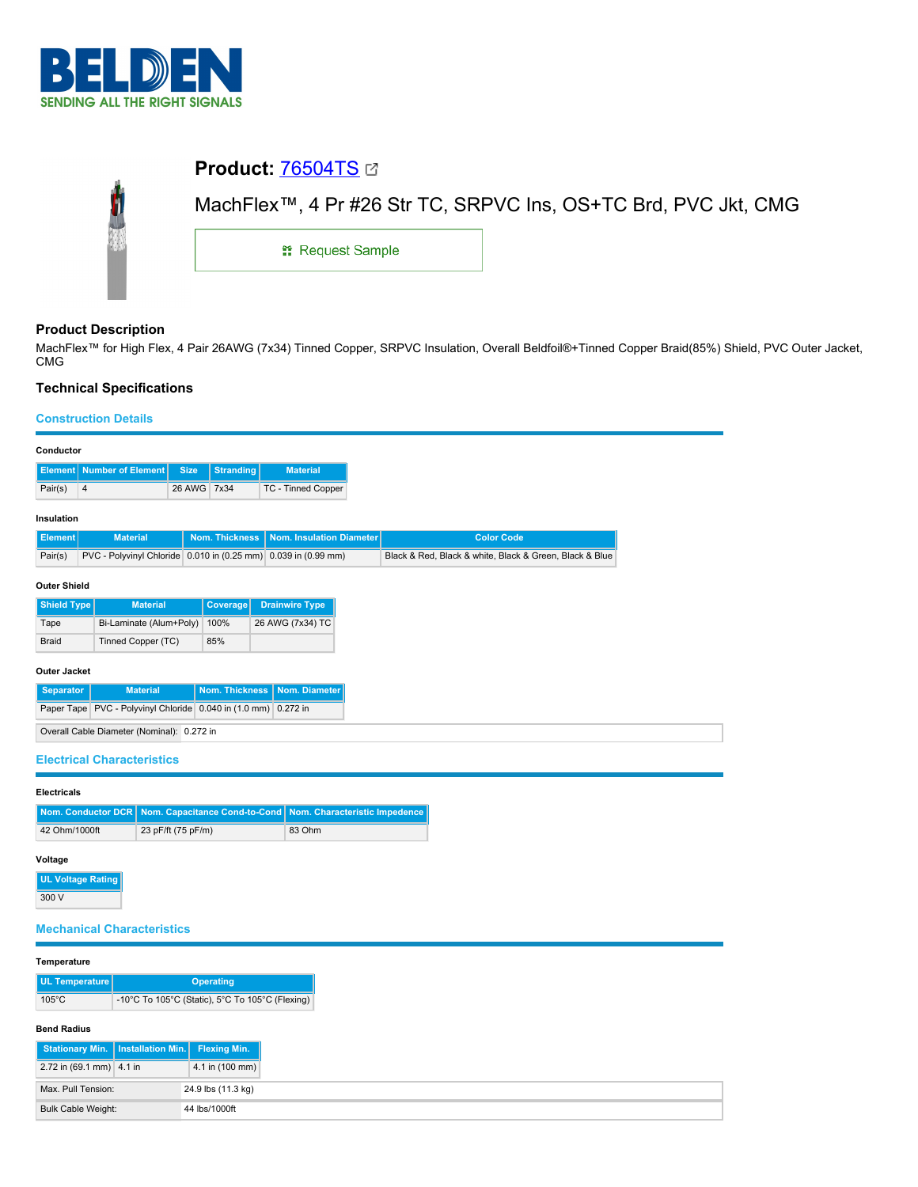# Product: 76504TS

MachFlex™, 4 Pr #26 Str TC, SRPVC Ins, OS+TC Brd, PVC Jkt, CMG

Request Sample

## Product Description

MachFlex™ for High Flex, 4 Pair 26AWG (7x34) Tinned Copper, SRPVC Insulation, Overall Beldfoil®+Tinned Copper Braid(85%) Shield, PVC Outer Jacket, CMG

## Technical Specifications

### Construction Details

**Conductor**

| Element | Number of Element | Size | Stranding | Material |
|---|---|---|---|---|
| Pair(s) | 4 | 26 AWG | 7x34 | TC - Tinned Copper |

**Insulation**

| Element | Material | Nom. Thickness | Nom. Insulation Diameter | Color Code |
|---|---|---|---|---|
| Pair(s) | PVC - Polyvinyl Chloride | 0.010 in (0.25 mm) | 0.039 in (0.99 mm) | Black & Red, Black & white, Black & Green, Black & Blue |

**Outer Shield**

| Shield Type | Material | Coverage | Drainwire Type |
|---|---|---|---|
| Tape | Bi-Laminate (Alum+Poly) | 100% | 26 AWG (7x34) TC |
| Braid | Tinned Copper (TC) | 85% | |

**Outer Jacket**

| Separator | Material | Nom. Thickness | Nom. Diameter |
|---|---|---|---|
| Paper Tape | PVC - Polyvinyl Chloride | 0.040 in (1.0 mm) | 0.272 in |

| | |
|---|---|
| Overall Cable Diameter (Nominal): | 0.272 in |

### Electrical Characteristics

**Electricals**

| Nom. Conductor DCR | Nom. Capacitance Cond-to-Cond | Nom. Characteristic Impedence |
|---|---|---|
| 42 Ohm/1000ft | 23 pF/ft (75 pF/m) | 83 Ohm |

**Voltage**

| UL Voltage Rating |
|---|
| 300 V |

### Mechanical Characteristics

**Temperature**

| UL Temperature | Operating |
|---|---|
| 105°C | -10°C To 105°C (Static), 5°C To 105°C (Flexing) |

**Bend Radius**

| Stationary Min. | Installation Min. | Flexing Min. |
|---|---|---|
| 2.72 in (69.1 mm) | 4.1 in | 4.1 in (100 mm) |

| | |
|---|---|
| Max. Pull Tension: | 24.9 lbs (11.3 kg) |
| Bulk Cable Weight: | 44 lbs/1000ft |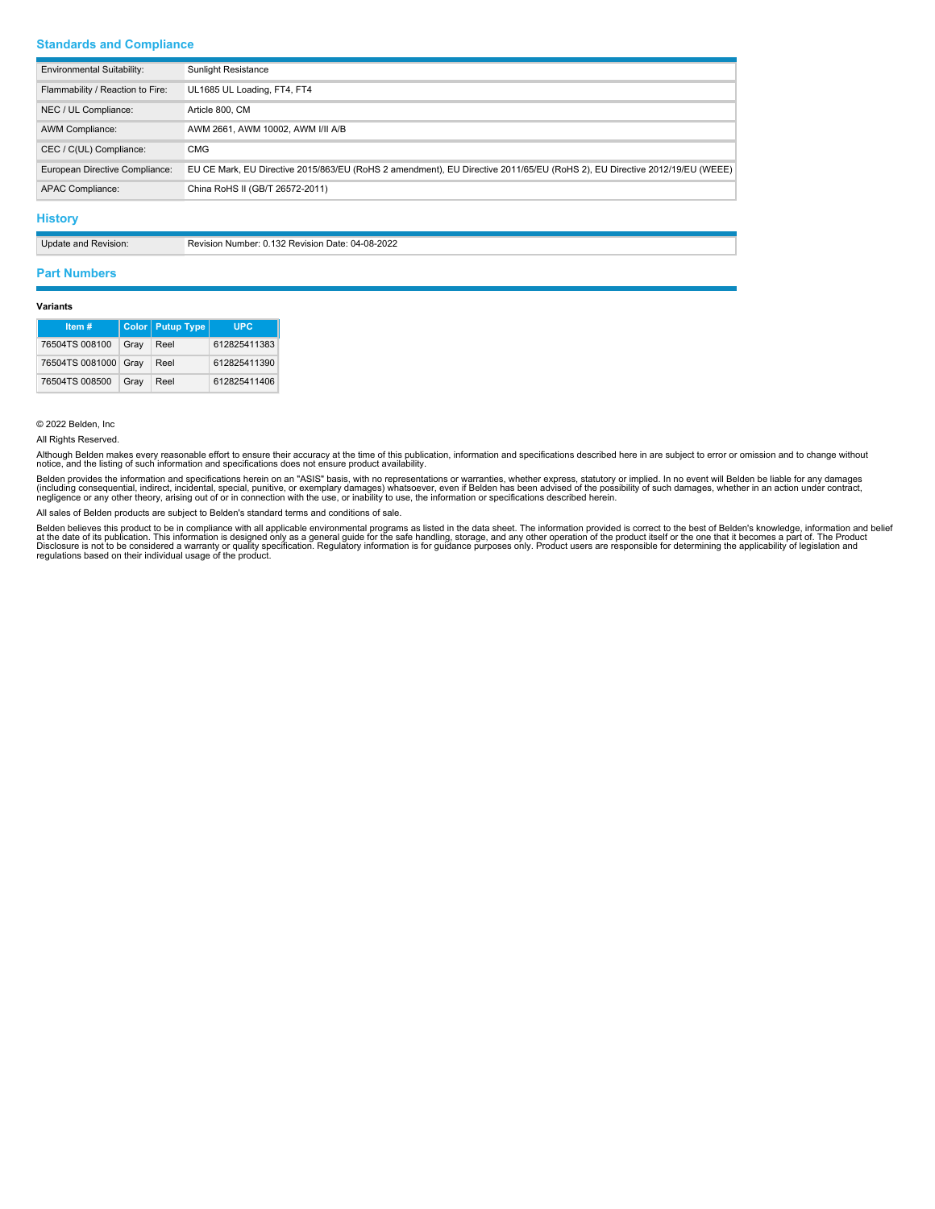## Standards and Compliance

| | |
|---|---|
| Environmental Suitability: | Sunlight Resistance |
| Flammability / Reaction to Fire: | UL1685 UL Loading, FT4, FT4 |
| NEC / UL Compliance: | Article 800, CM |
| AWM Compliance: | AWM 2661, AWM 10002, AWM I/II A/B |
| CEC / C(UL) Compliance: | CMG |
| European Directive Compliance: | EU CE Mark, EU Directive 2015/863/EU (RoHS 2 amendment), EU Directive 2011/65/EU (RoHS 2), EU Directive 2012/19/EU (WEEE) |
| APAC Compliance: | China RoHS II (GB/T 26572-2011) |

## History

| | |
|---|---|
| Update and Revision: | Revision Number: 0.132 Revision Date: 04-08-2022 |

## Part Numbers

**Variants**

| Item # | Color | Putup Type | UPC |
|---|---|---|---|
| 76504TS 008100 | Gray | Reel | 612825411383 |
| 76504TS 0081000 | Gray | Reel | 612825411390 |
| 76504TS 008500 | Gray | Reel | 612825411406 |

© 2022 Belden, Inc

All Rights Reserved.

Although Belden makes every reasonable effort to ensure their accuracy at the time of this publication, information and specifications described here in are subject to error or omission and to change without notice, and the listing of such information and specifications does not ensure product availability.

Belden provides the information and specifications herein on an "ASIS" basis, with no representations or warranties, whether express, statutory or implied. In no event will Belden be liable for any damages (including consequential, indirect, incidental, special, punitive, or exemplary damages) whatsoever, even if Belden has been advised of the possibility of such damages, whether in an action under contract, negligence or any other theory, arising out of or in connection with the use, or inability to use, the information or specifications described herein.

All sales of Belden products are subject to Belden's standard terms and conditions of sale.

Belden believes this product to be in compliance with all applicable environmental programs as listed in the data sheet. The information provided is correct to the best of Belden's knowledge, information and belief at the date of its publication. This information is designed only as a general guide for the safe handling, storage, and any other operation of the product itself or the one that it becomes a part of. The Product Disclosure is not to be considered a warranty or quality specification. Regulatory information is for guidance purposes only. Product users are responsible for determining the applicability of legislation and regulations based on their individual usage of the product.